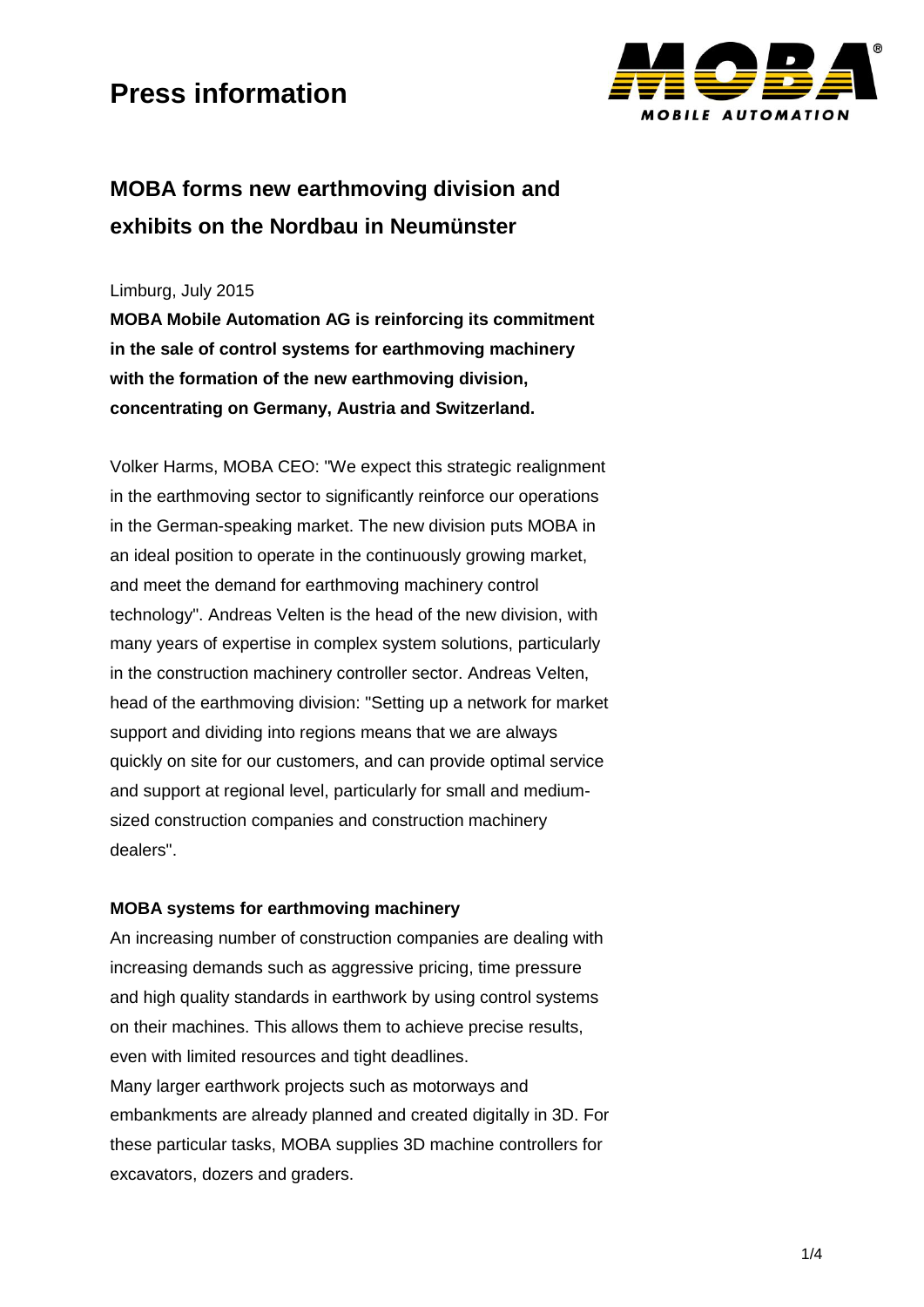# Press information

## MOBA forms new earthmoving division and exhibits on the Nordbau in Neumünster

Limburg, July 2015

**MOBA Mobile Automation AG is reinforcing its commitment in the sale of control systems for earthmoving machinery with the formation of the new earthmoving division, concentrating on Germany, Austria and Switzerland.**

Volker Harms, MOBA CEO: "We expect this strategic realignment in the earthmoving sector to significantly reinforce our operations in the German-speaking market. The new division puts MOBA in an ideal position to operate in the continuously growing market, and meet the demand for earthmoving machinery control technology". Andreas Velten is the head of the new division, with many years of expertise in complex system solutions, particularly in the construction machinery controller sector. Andreas Velten, head of the earthmoving division: "Setting up a network for market support and dividing into regions means that we are always quickly on site for our customers, and can provide optimal service and support at regional level, particularly for small and medium-sized construction companies and construction machinery dealers".

### MOBA systems for earthmoving machinery

An increasing number of construction companies are dealing with increasing demands such as aggressive pricing, time pressure and high quality standards in earthwork by using control systems on their machines. This allows them to achieve precise results, even with limited resources and tight deadlines.

Many larger earthwork projects such as motorways and embankments are already planned and created digitally in 3D. For these particular tasks, MOBA supplies 3D machine controllers for excavators, dozers and graders.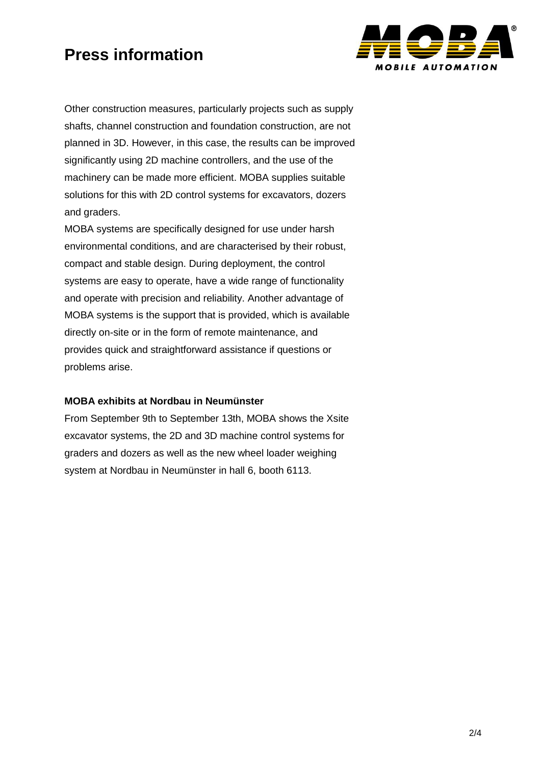Other construction measures, particularly projects such as supply shafts, channel construction and foundation construction, are not planned in 3D. However, in this case, the results can be improved significantly using 2D machine controllers, and the use of the machinery can be made more efficient. MOBA supplies suitable solutions for this with 2D control systems for excavators, dozers and graders.

MOBA systems are specifically designed for use under harsh environmental conditions, and are characterised by their robust, compact and stable design. During deployment, the control systems are easy to operate, have a wide range of functionality and operate with precision and reliability. Another advantage of MOBA systems is the support that is provided, which is available directly on-site or in the form of remote maintenance, and provides quick and straightforward assistance if questions or problems arise.

**MOBA exhibits at Nordbau in Neumünster**

From September 9th to September 13th, MOBA shows the Xsite excavator systems, the 2D and 3D machine control systems for graders and dozers as well as the new wheel loader weighing system at Nordbau in Neumünster in hall 6, booth 6113.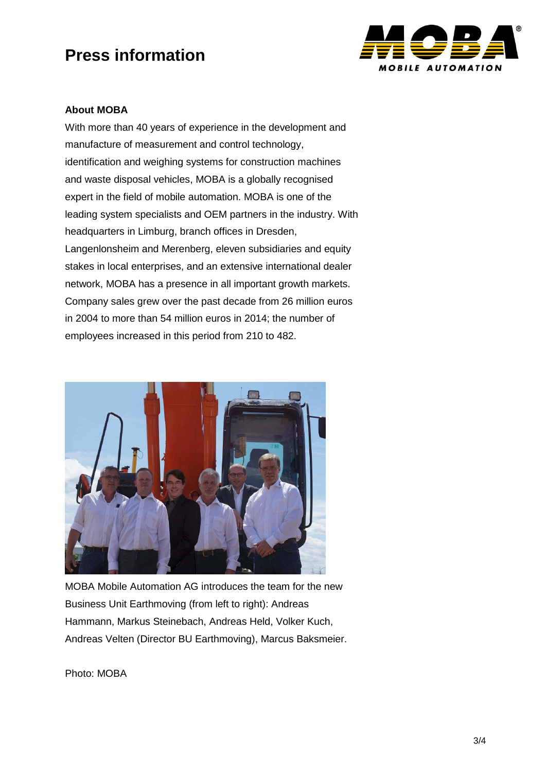# Press information

**About MOBA**

With more than 40 years of experience in the development and manufacture of measurement and control technology, identification and weighing systems for construction machines and waste disposal vehicles, MOBA is a globally recognised expert in the field of mobile automation. MOBA is one of the leading system specialists and OEM partners in the industry. With headquarters in Limburg, branch offices in Dresden, Langenlonsheim and Merenberg, eleven subsidiaries and equity stakes in local enterprises, and an extensive international dealer network, MOBA has a presence in all important growth markets. Company sales grew over the past decade from 26 million euros in 2004 to more than 54 million euros in 2014; the number of employees increased in this period from 210 to 482.

MOBA Mobile Automation AG introduces the team for the new Business Unit Earthmoving (from left to right): Andreas Hammann, Markus Steinebach, Andreas Held, Volker Kuch, Andreas Velten (Director BU Earthmoving), Marcus Baksmeier.

Photo: MOBA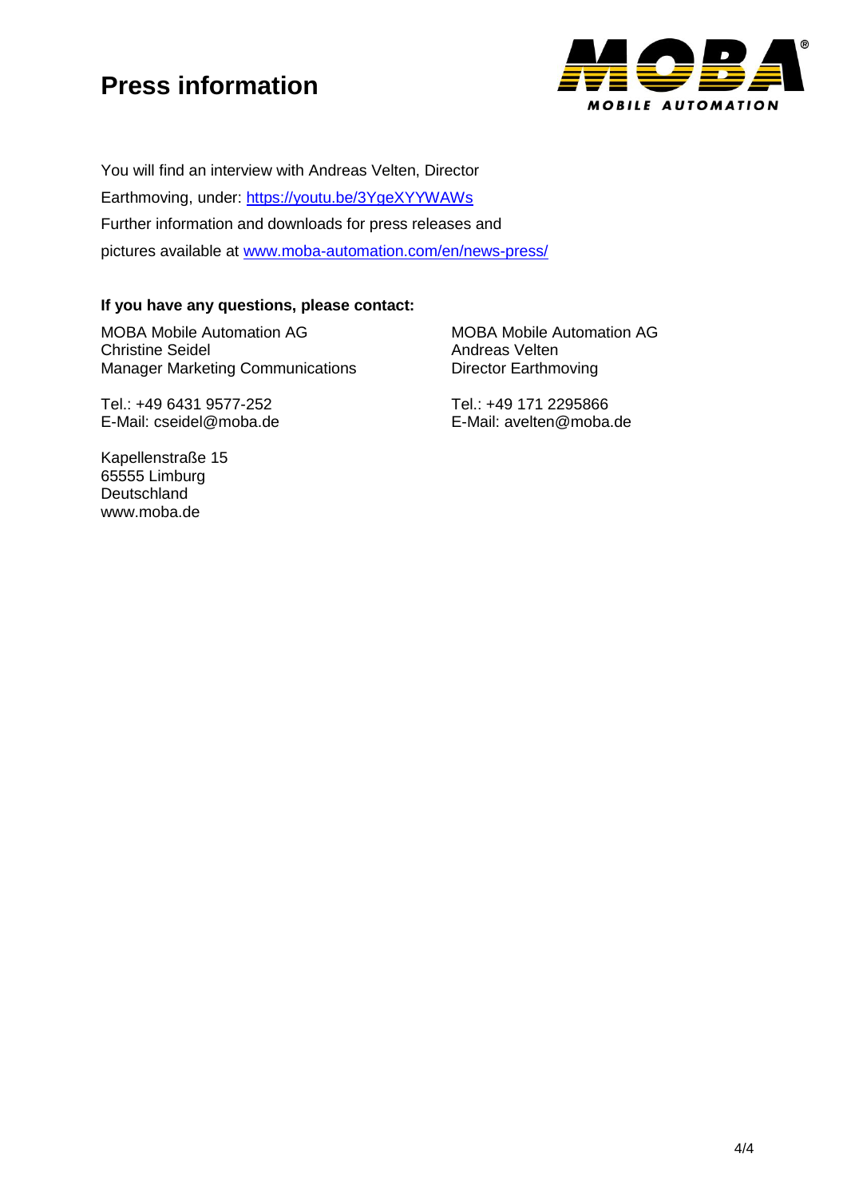# Press information

You will find an interview with Andreas Velten, Director Earthmoving, under: https://youtu.be/3YgeXYYWAWs
Further information and downloads for press releases and pictures available at www.moba-automation.com/en/news-press/

**If you have any questions, please contact:**

MOBA Mobile Automation AG
Christine Seidel
Manager Marketing Communications

Tel.: +49 6431 9577-252
E-Mail: cseidel@moba.de

Kapellenstraße 15
65555 Limburg
Deutschland
www.moba.de

MOBA Mobile Automation AG
Andreas Velten
Director Earthmoving

Tel.: +49 171 2295866
E-Mail: avelten@moba.de